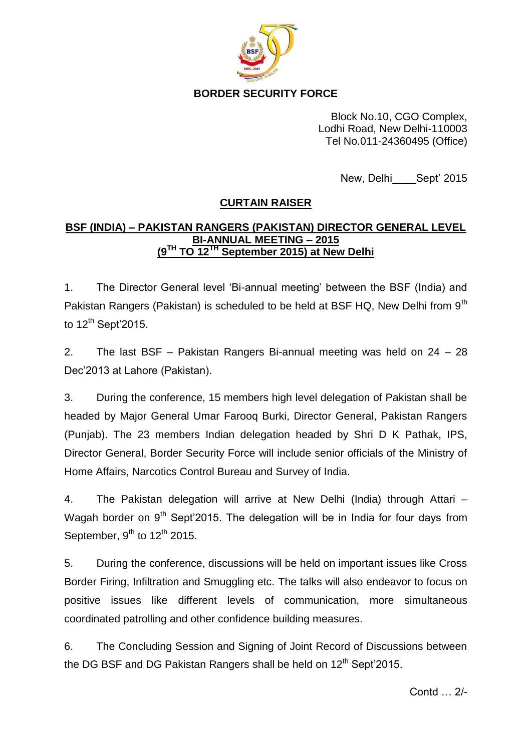**BORDER SECURITY FORCE**

Block No.10, CGO Complex,
Lodhi Road, New Delhi-110003
Tel No.011-24360495 (Office)

New, Delhi____Sept' 2015

## CURTAIN RAISER

## BSF (INDIA) – PAKISTAN RANGERS (PAKISTAN) DIRECTOR GENERAL LEVEL BI-ANNUAL MEETING – 2015 (9TH TO 12TH September 2015) at New Delhi

1. The Director General level 'Bi-annual meeting' between the BSF (India) and Pakistan Rangers (Pakistan) is scheduled to be held at BSF HQ, New Delhi from 9th to 12th Sept'2015.

2. The last BSF – Pakistan Rangers Bi-annual meeting was held on 24 – 28 Dec'2013 at Lahore (Pakistan).

3. During the conference, 15 members high level delegation of Pakistan shall be headed by Major General Umar Farooq Burki, Director General, Pakistan Rangers (Punjab). The 23 members Indian delegation headed by Shri D K Pathak, IPS, Director General, Border Security Force will include senior officials of the Ministry of Home Affairs, Narcotics Control Bureau and Survey of India.

4. The Pakistan delegation will arrive at New Delhi (India) through Attari – Wagah border on 9th Sept'2015. The delegation will be in India for four days from September, 9th to 12th 2015.

5. During the conference, discussions will be held on important issues like Cross Border Firing, Infiltration and Smuggling etc. The talks will also endeavor to focus on positive issues like different levels of communication, more simultaneous coordinated patrolling and other confidence building measures.

6. The Concluding Session and Signing of Joint Record of Discussions between the DG BSF and DG Pakistan Rangers shall be held on 12th Sept'2015.

Contd … 2/-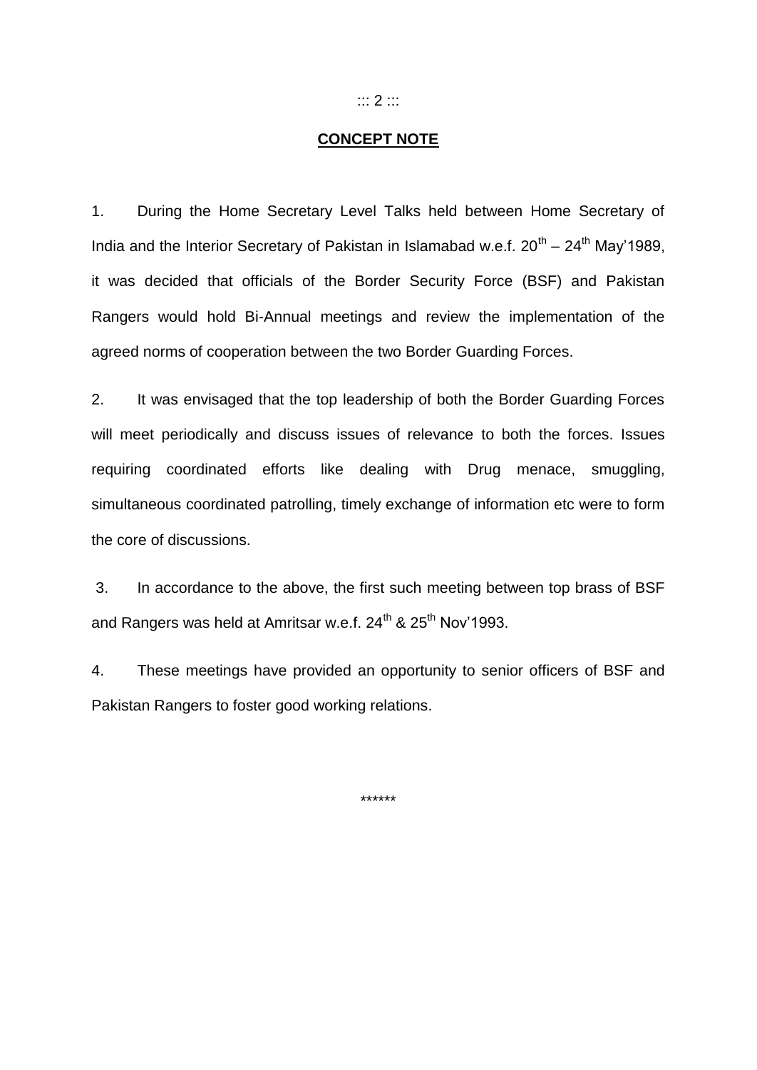## CONCEPT NOTE

1. During the Home Secretary Level Talks held between Home Secretary of India and the Interior Secretary of Pakistan in Islamabad w.e.f. 20th – 24th May'1989, it was decided that officials of the Border Security Force (BSF) and Pakistan Rangers would hold Bi-Annual meetings and review the implementation of the agreed norms of cooperation between the two Border Guarding Forces.

2. It was envisaged that the top leadership of both the Border Guarding Forces will meet periodically and discuss issues of relevance to both the forces. Issues requiring coordinated efforts like dealing with Drug menace, smuggling, simultaneous coordinated patrolling, timely exchange of information etc were to form the core of discussions.

3. In accordance to the above, the first such meeting between top brass of BSF and Rangers was held at Amritsar w.e.f. 24th & 25th Nov'1993.

4. These meetings have provided an opportunity to senior officers of BSF and Pakistan Rangers to foster good working relations.

******